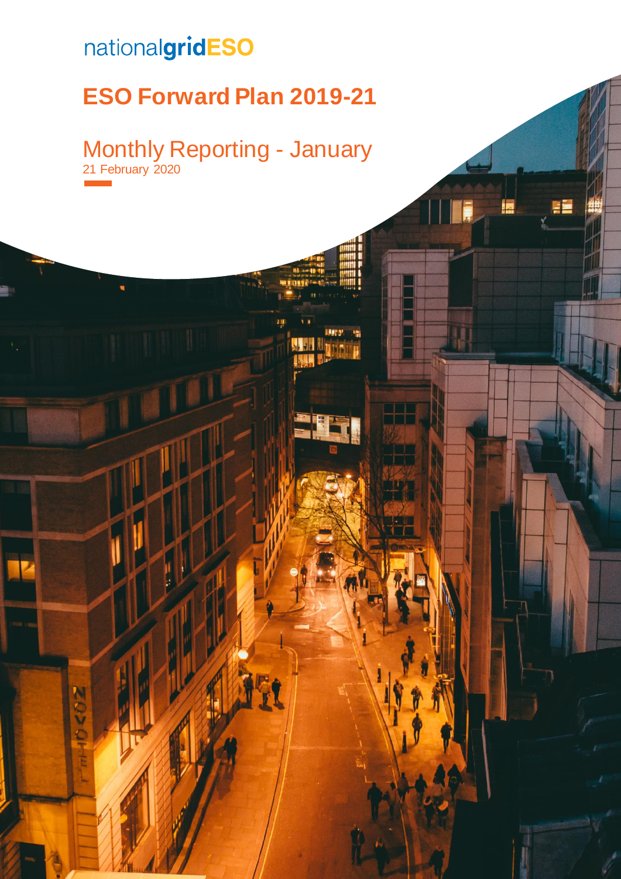nationalgridESO

# ESO Forward Plan 2019-21

## Monthly Reporting - January

21 February 2020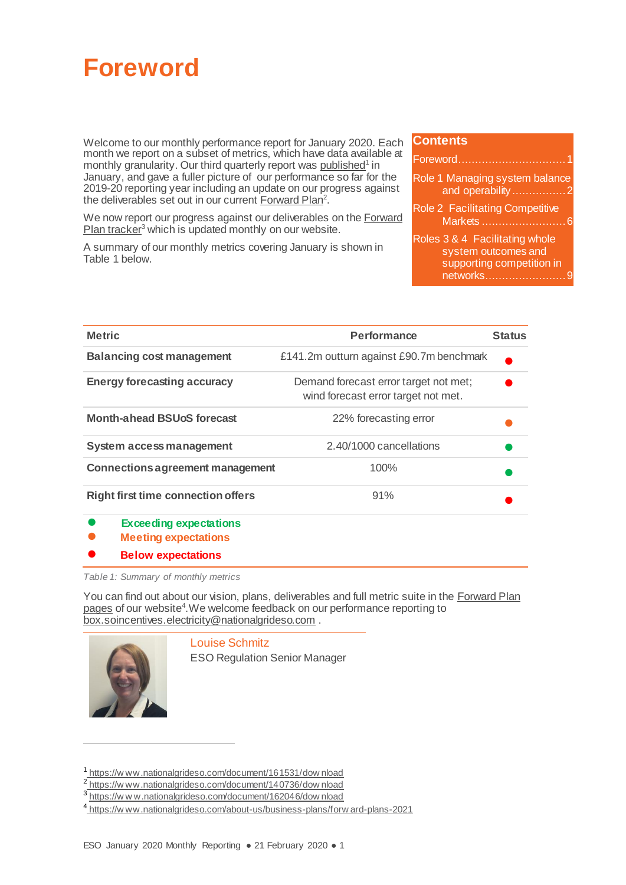# Foreword

Welcome to our monthly performance report for January 2020. Each month we report on a subset of metrics, which have data available at monthly granularity. Our third quarterly report was published[1] in January, and gave a fuller picture of our performance so far for the 2019-20 reporting year including an update on our progress against the deliverables set out in our current Forward Plan[2].

We now report our progress against our deliverables on the Forward Plan tracker[3] which is updated monthly on our website.

A summary of our monthly metrics covering January is shown in Table 1 below.

**Contents**

- Foreword ............ 1
- Role 1 Managing system balance and operability ............ 2
- Role 2 Facilitating Competitive Markets ............ 6
- Roles 3 & 4 Facilitating whole system outcomes and supporting competition in networks ............ 9

| Metric | Performance | Status |
| --- | --- | --- |
| **Balancing cost management** | £141.2m outturn against £90.7m benchmark | ● (Below expectations) |
| **Energy forecasting accuracy** | Demand forecast error target not met; wind forecast error target not met. | ● (Below expectations) |
| **Month-ahead BSUoS forecast** | 22% forecasting error | ● (Meeting expectations) |
| **System access management** | 2.40/1000 cancellations | ● (Exceeding expectations) |
| **Connections agreement management** | 100% | ● (Exceeding expectations) |
| **Right first time connection offers** | 91% | ● (Below expectations) |

● **Exceeding expectations**
● **Meeting expectations**
● **Below expectations**

*Table 1: Summary of monthly metrics*

You can find out about our vision, plans, deliverables and full metric suite in the Forward Plan pages of our website[4]. We welcome feedback on our performance reporting to box.soincentives.electricity@nationalgrideso.com .

Louise Schmitz
ESO Regulation Senior Manager

---

[1] https://www.nationalgrideso.com/document/161531/download
[2] https://www.nationalgrideso.com/document/140736/download
[3] https://www.nationalgrideso.com/document/162046/download
[4] https://www.nationalgrideso.com/about-us/business-plans/forward-plans-2021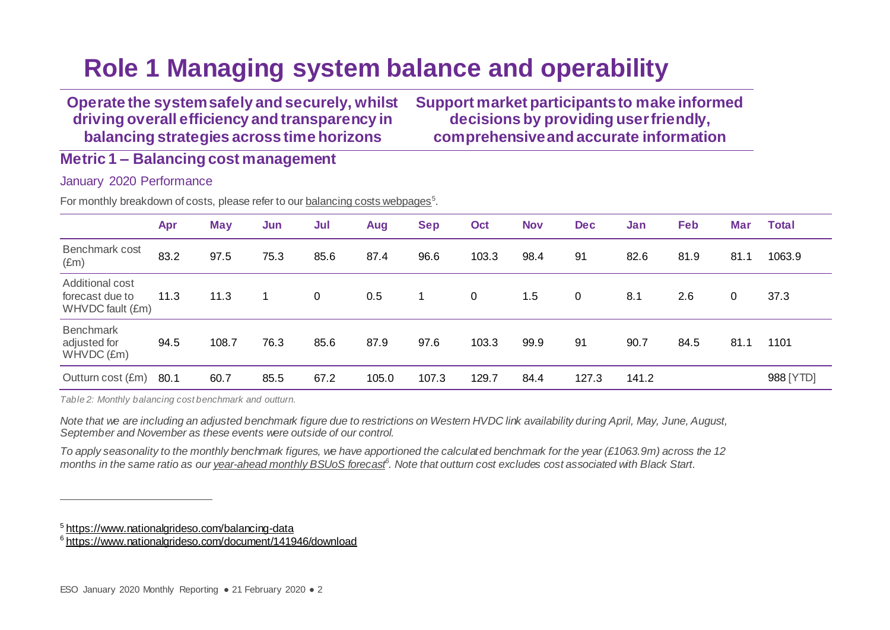# Role 1 Managing system balance and operability

**Operate the system safely and securely, whilst driving overall efficiency and transparency in balancing strategies across time horizons**

**Support market participants to make informed decisions by providing user friendly, comprehensive and accurate information**

## Metric 1 – Balancing cost management

### January 2020 Performance

For monthly breakdown of costs, please refer to our balancing costs webpages[5].

| | Apr | May | Jun | Jul | Aug | Sep | Oct | Nov | Dec | Jan | Feb | Mar | Total |
|---|---|---|---|---|---|---|---|---|---|---|---|---|---|
| Benchmark cost (£m) | 83.2 | 97.5 | 75.3 | 85.6 | 87.4 | 96.6 | 103.3 | 98.4 | 91 | 82.6 | 81.9 | 81.1 | 1063.9 |
| Additional cost forecast due to WHVDC fault (£m) | 11.3 | 11.3 | 1 | 0 | 0.5 | 1 | 0 | 1.5 | 0 | 8.1 | 2.6 | 0 | 37.3 |
| Benchmark adjusted for WHVDC (£m) | 94.5 | 108.7 | 76.3 | 85.6 | 87.9 | 97.6 | 103.3 | 99.9 | 91 | 90.7 | 84.5 | 81.1 | 1101 |
| Outturn cost (£m) | 80.1 | 60.7 | 85.5 | 67.2 | 105.0 | 107.3 | 129.7 | 84.4 | 127.3 | 141.2 | | | 988 [YTD] |

*Table 2: Monthly balancing cost benchmark and outturn.*

*Note that we are including an adjusted benchmark figure due to restrictions on Western HVDC link availability during April, May, June, August, September and November as these events were outside of our control.*

*To apply seasonality to the monthly benchmark figures, we have apportioned the calculated benchmark for the year (£1063.9m) across the 12 months in the same ratio as our year-ahead monthly BSUoS forecast[6]. Note that outturn cost excludes cost associated with Black Start.*

---

[5] https://www.nationalgrideso.com/balancing-data

[6] https://www.nationalgrideso.com/document/141946/download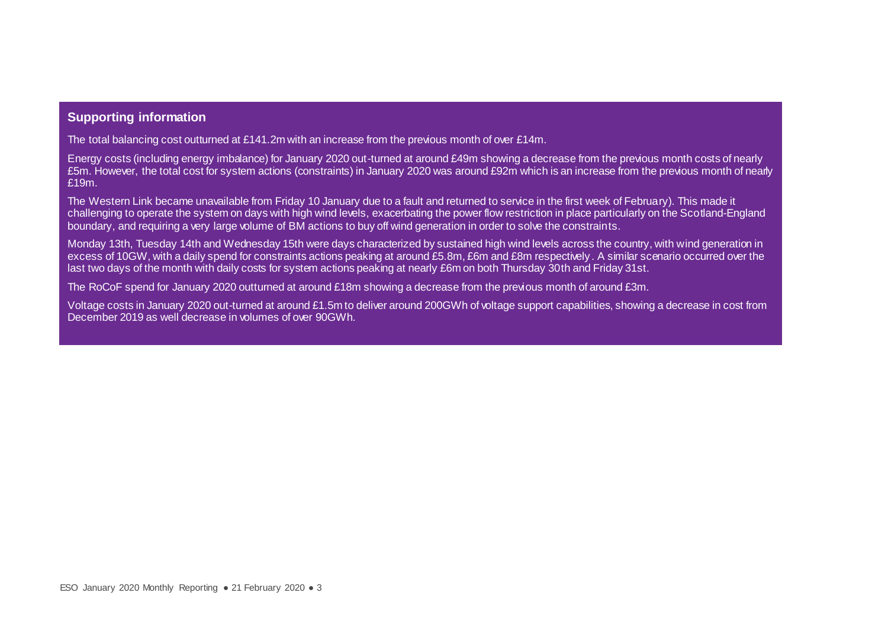## Supporting information

The total balancing cost outturned at £141.2m with an increase from the previous month of over £14m.

Energy costs (including energy imbalance) for January 2020 out-turned at around £49m showing a decrease from the previous month costs of nearly £5m. However, the total cost for system actions (constraints) in January 2020 was around £92m which is an increase from the previous month of nearly £19m.

The Western Link became unavailable from Friday 10 January due to a fault and returned to service in the first week of February). This made it challenging to operate the system on days with high wind levels, exacerbating the power flow restriction in place particularly on the Scotland-England boundary, and requiring a very large volume of BM actions to buy off wind generation in order to solve the constraints.

Monday 13th, Tuesday 14th and Wednesday 15th were days characterized by sustained high wind levels across the country, with wind generation in excess of 10GW, with a daily spend for constraints actions peaking at around £5.8m, £6m and £8m respectively. A similar scenario occurred over the last two days of the month with daily costs for system actions peaking at nearly £6m on both Thursday 30th and Friday 31st.

The RoCoF spend for January 2020 outturned at around £18m showing a decrease from the previous month of around £3m.

Voltage costs in January 2020 out-turned at around £1.5m to deliver around 200GWh of voltage support capabilities, showing a decrease in cost from December 2019 as well decrease in volumes of over 90GWh.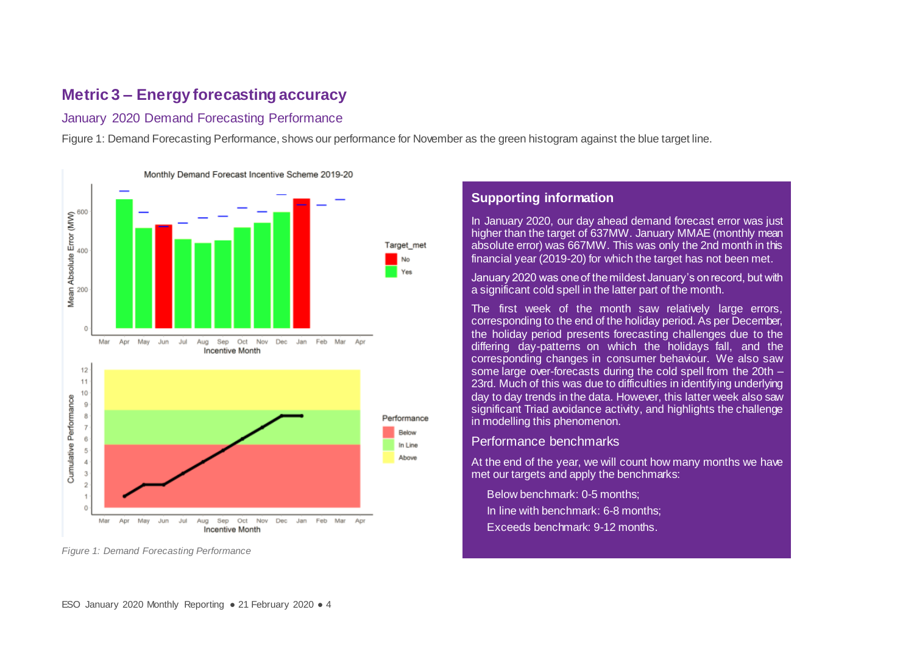# Metric 3 – Energy forecasting accuracy

## January 2020 Demand Forecasting Performance

Figure 1: Demand Forecasting Performance, shows our performance for November as the green histogram against the blue target line.

*Figure 1: Demand Forecasting Performance*

### Supporting information

In January 2020, our day ahead demand forecast error was just higher than the target of 637MW. January MMAE (monthly mean absolute error) was 667MW. This was only the 2nd month in this financial year (2019-20) for which the target has not been met.

January 2020 was one of the mildest January's on record, but with a significant cold spell in the latter part of the month.

The first week of the month saw relatively large errors, corresponding to the end of the holiday period. As per December, the holiday period presents forecasting challenges due to the differing day-patterns on which the holidays fall, and the corresponding changes in consumer behaviour. We also saw some large over-forecasts during the cold spell from the 20th – 23rd. Much of this was due to difficulties in identifying underlying day to day trends in the data. However, this latter week also saw significant Triad avoidance activity, and highlights the challenge in modelling this phenomenon.

### Performance benchmarks

At the end of the year, we will count how many months we have met our targets and apply the benchmarks:

- Below benchmark: 0-5 months;
- In line with benchmark: 6-8 months;
- Exceeds benchmark: 9-12 months.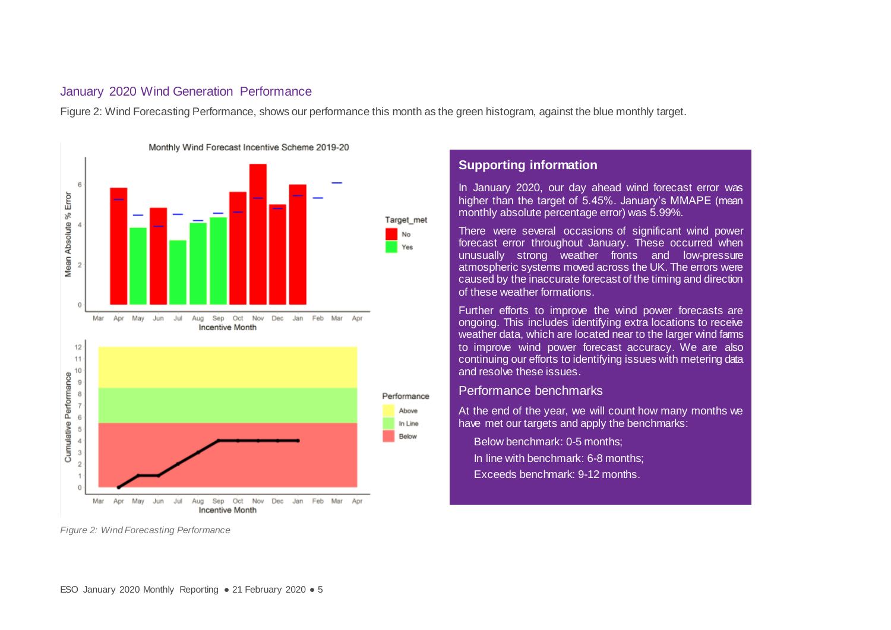## January 2020 Wind Generation Performance

Figure 2: Wind Forecasting Performance, shows our performance this month as the green histogram, against the blue monthly target.

*Figure 2: Wind Forecasting Performance*

### Supporting information

In January 2020, our day ahead wind forecast error was higher than the target of 5.45%. January's MMAPE (mean monthly absolute percentage error) was 5.99%.

There were several occasions of significant wind power forecast error throughout January. These occurred when unusually strong weather fronts and low-pressure atmospheric systems moved across the UK. The errors were caused by the inaccurate forecast of the timing and direction of these weather formations.

Further efforts to improve the wind power forecasts are ongoing. This includes identifying extra locations to receive weather data, which are located near to the larger wind farms to improve wind power forecast accuracy. We are also continuing our efforts to identifying issues with metering data and resolve these issues.

### Performance benchmarks

At the end of the year, we will count how many months we have met our targets and apply the benchmarks:

- Below benchmark: 0-5 months;
- In line with benchmark: 6-8 months;
- Exceeds benchmark: 9-12 months.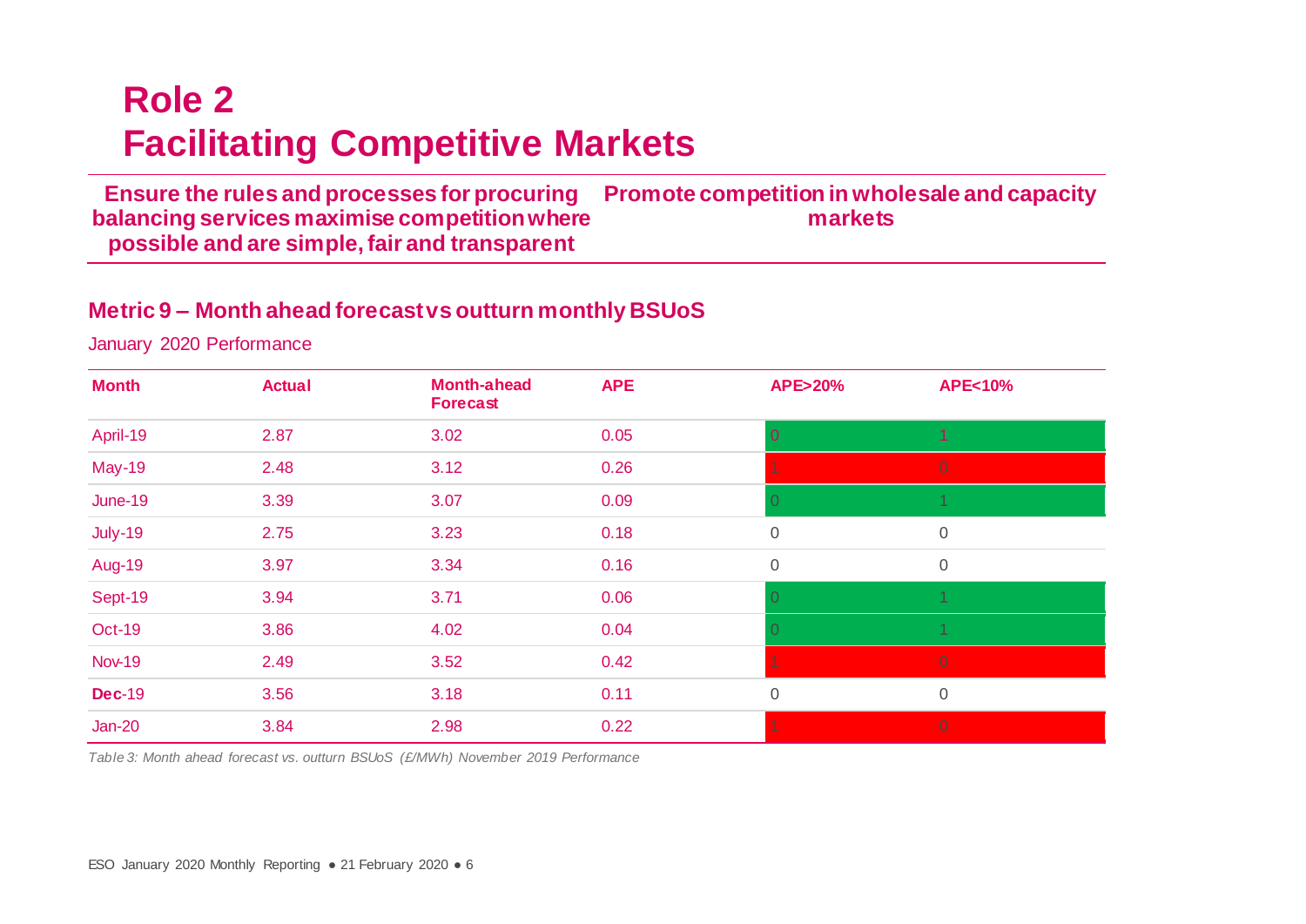# Role 2
# Facilitating Competitive Markets

**Ensure the rules and processes for procuring balancing services maximise competition where possible and are simple, fair and transparent**

**Promote competition in wholesale and capacity markets**

## Metric 9 – Month ahead forecast vs outturn monthly BSUoS

January 2020 Performance

| Month | Actual | Month-ahead Forecast | APE | APE>20% | APE<10% |
|---|---|---|---|---|---|
| April-19 | 2.87 | 3.02 | 0.05 | 0 | 1 |
| May-19 | 2.48 | 3.12 | 0.26 | 1 | 0 |
| June-19 | 3.39 | 3.07 | 0.09 | 0 | 1 |
| July-19 | 2.75 | 3.23 | 0.18 | 0 | 0 |
| Aug-19 | 3.97 | 3.34 | 0.16 | 0 | 0 |
| Sept-19 | 3.94 | 3.71 | 0.06 | 0 | 1 |
| Oct-19 | 3.86 | 4.02 | 0.04 | 0 | 1 |
| Nov-19 | 2.49 | 3.52 | 0.42 | 1 | 0 |
| **Dec**-19 | 3.56 | 3.18 | 0.11 | 0 | 0 |
| Jan-20 | 3.84 | 2.98 | 0.22 | 1 | 0 |

*Table 3: Month ahead forecast vs. outturn BSUoS (£/MWh) November 2019 Performance*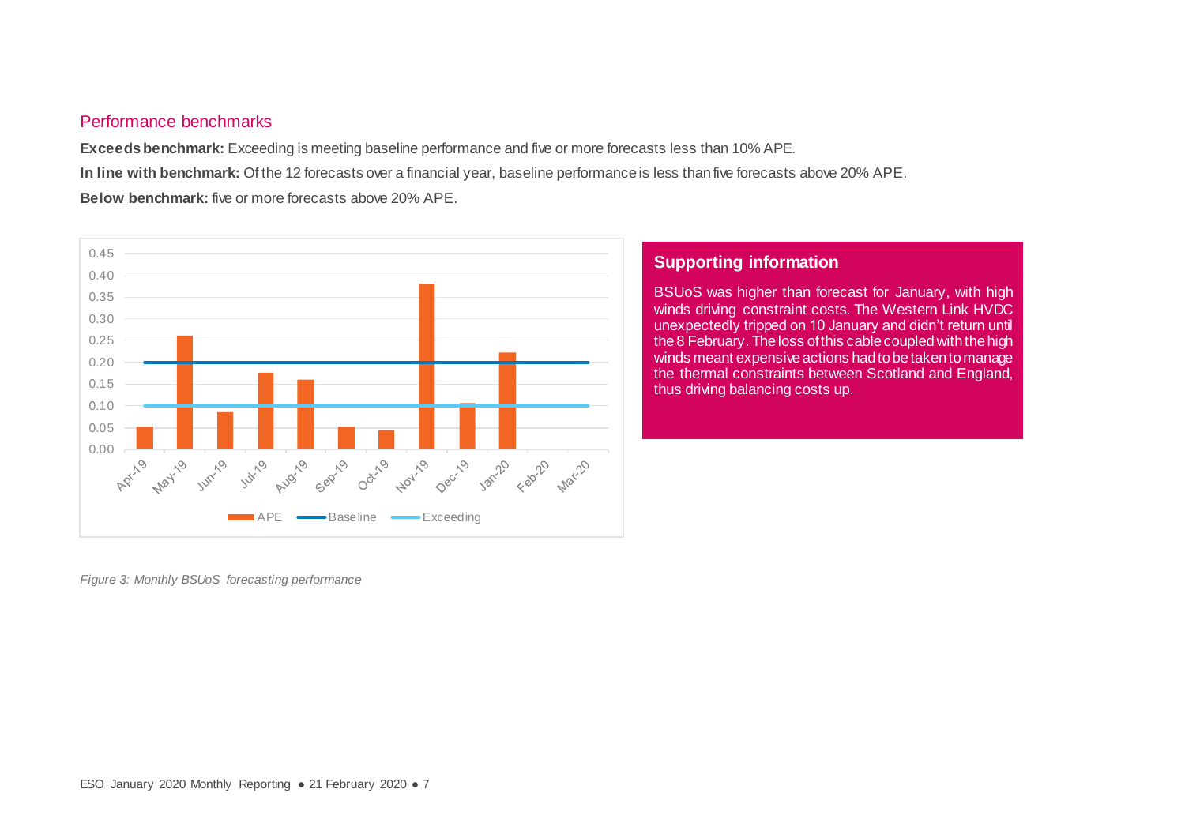## Performance benchmarks

**Exceeds benchmark:** Exceeding is meeting baseline performance and five or more forecasts less than 10% APE.

**In line with benchmark:** Of the 12 forecasts over a financial year, baseline performance is less than five forecasts above 20% APE.

**Below benchmark:** five or more forecasts above 20% APE.

*Figure 3: Monthly BSUoS forecasting performance*

### Supporting information

BSUoS was higher than forecast for January, with high winds driving constraint costs. The Western Link HVDC unexpectedly tripped on 10 January and didn't return until the 8 February. The loss of this cable coupled with the high winds meant expensive actions had to be taken to manage the thermal constraints between Scotland and England, thus driving balancing costs up.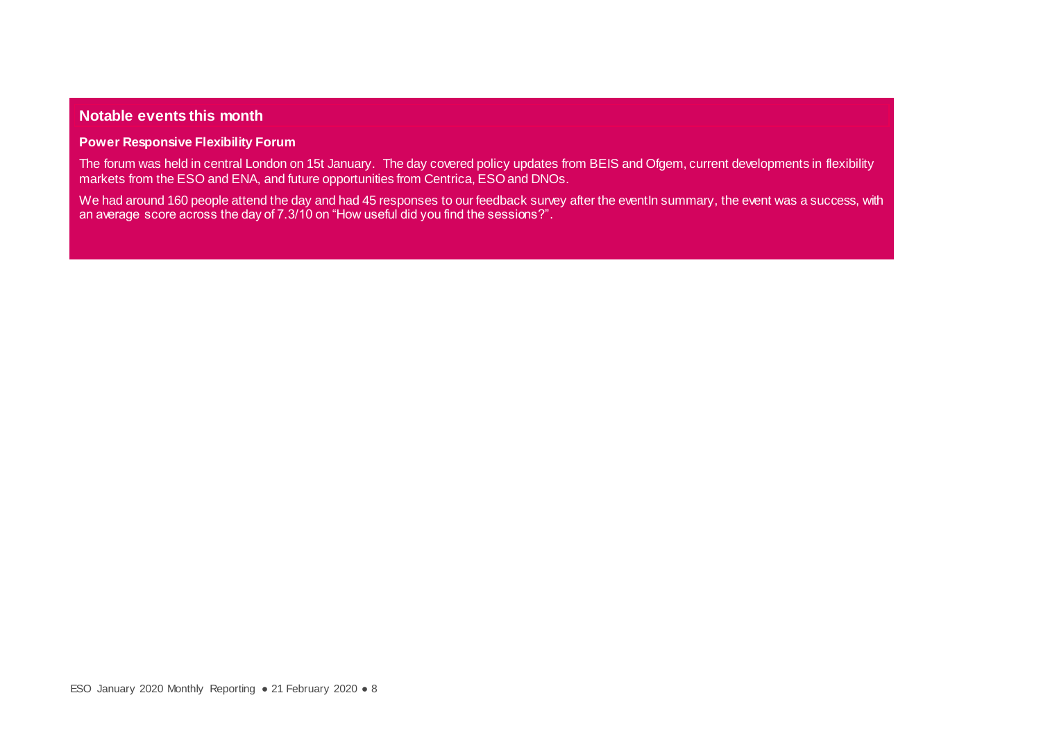## Notable events this month

### Power Responsive Flexibility Forum

The forum was held in central London on 15t January. The day covered policy updates from BEIS and Ofgem, current developments in flexibility markets from the ESO and ENA, and future opportunities from Centrica, ESO and DNOs.

We had around 160 people attend the day and had 45 responses to our feedback survey after the eventIn summary, the event was a success, with an average score across the day of 7.3/10 on “How useful did you find the sessions?”.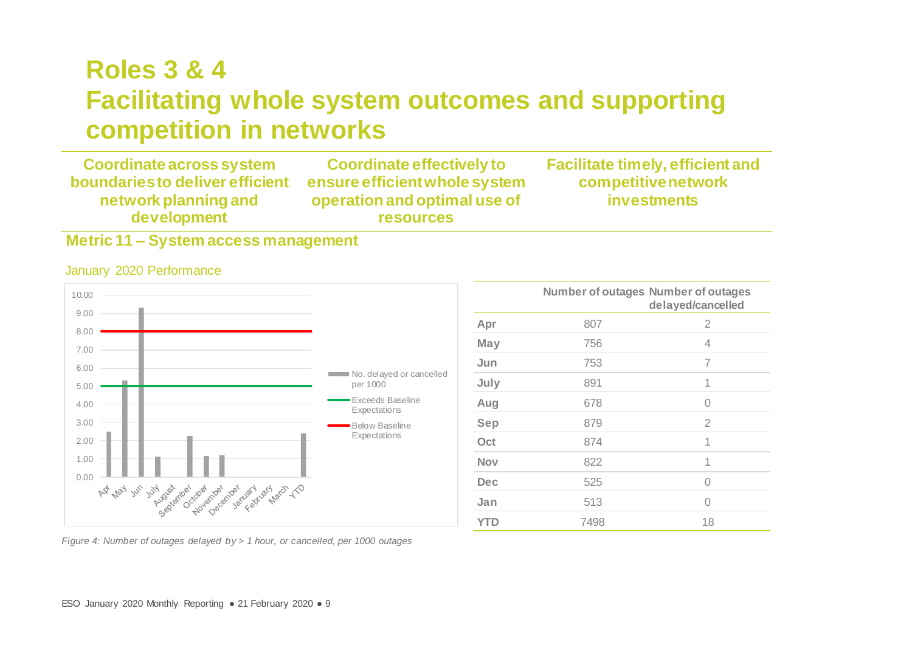# Roles 3 & 4
# Facilitating whole system outcomes and supporting competition in networks

**Coordinate across system boundaries to deliver efficient network planning and development**

**Coordinate effectively to ensure efficient whole system operation and optimal use of resources**

**Facilitate timely, efficient and competitive network investments**

## Metric 11 – System access management

January 2020 Performance

| | Number of outages | Number of outages delayed/cancelled |
|---|---|---|
| **Apr** | 807 | 2 |
| **May** | 756 | 4 |
| **Jun** | 753 | 7 |
| **July** | 891 | 1 |
| **Aug** | 678 | 0 |
| **Sep** | 879 | 2 |
| **Oct** | 874 | 1 |
| **Nov** | 822 | 1 |
| **Dec** | 525 | 0 |
| **Jan** | 513 | 0 |
| **YTD** | 7498 | 18 |

*Figure 4: Number of outages delayed by > 1 hour, or cancelled, per 1000 outages*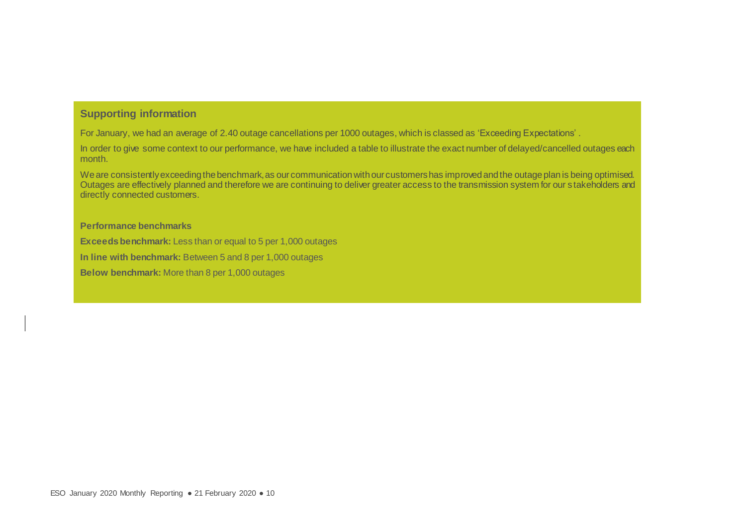## Supporting information

For January, we had an average of 2.40 outage cancellations per 1000 outages, which is classed as 'Exceeding Expectations'.

In order to give some context to our performance, we have included a table to illustrate the exact number of delayed/cancelled outages each month.

We are consistently exceeding the benchmark, as our communication with our customers has improved and the outage plan is being optimised. Outages are effectively planned and therefore we are continuing to deliver greater access to the transmission system for our stakeholders and directly connected customers.

**Performance benchmarks**

**Exceeds benchmark:** Less than or equal to 5 per 1,000 outages

**In line with benchmark:** Between 5 and 8 per 1,000 outages

**Below benchmark:** More than 8 per 1,000 outages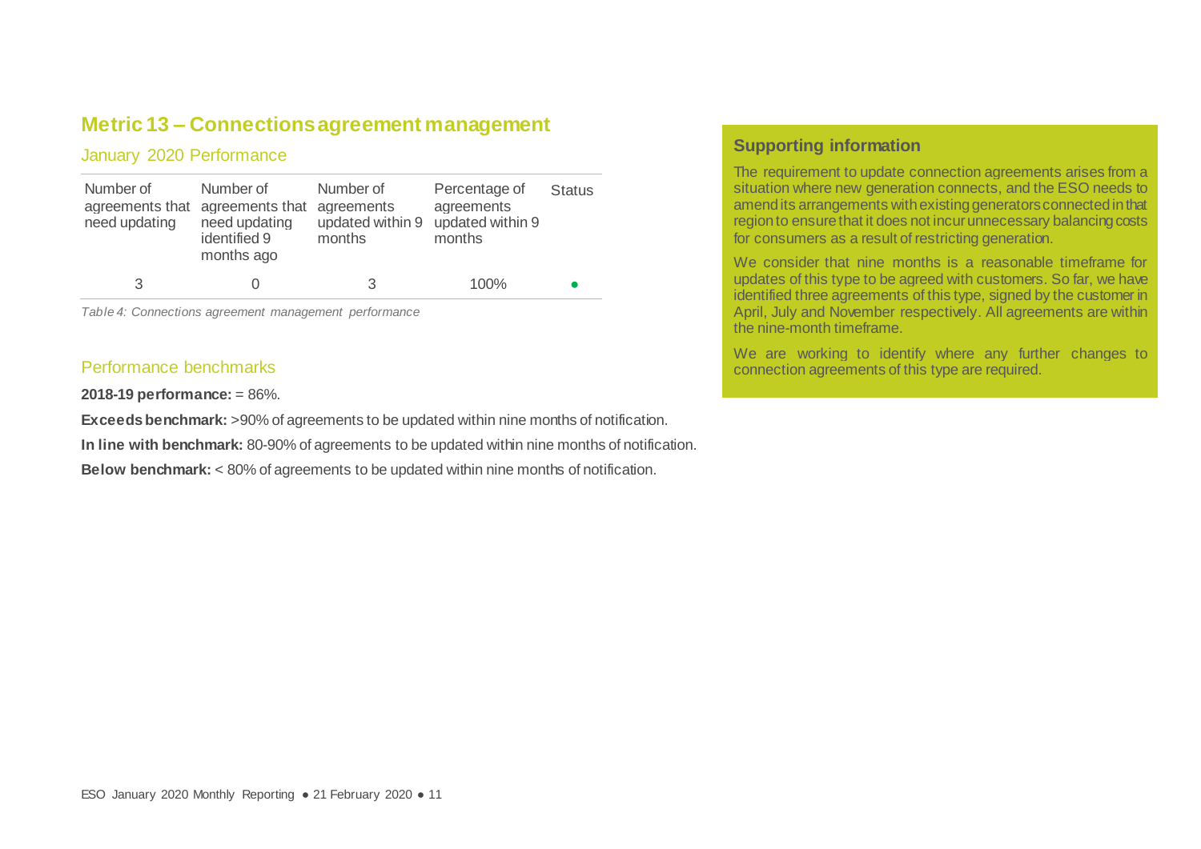## Metric 13 – Connections agreement management

### January 2020 Performance

| Number of agreements that need updating | Number of agreements that need updating identified 9 months ago | Number of agreements updated within 9 months | Percentage of agreements updated within 9 months | Status |
|---|---|---|---|---|
| 3 | 0 | 3 | 100% | ● |

*Table 4: Connections agreement management performance*

### Performance benchmarks

**2018-19 performance:** = 86%.

**Exceeds benchmark:** >90% of agreements to be updated within nine months of notification.

**In line with benchmark:** 80-90% of agreements to be updated within nine months of notification.

**Below benchmark:** < 80% of agreements to be updated within nine months of notification.

### Supporting information

The requirement to update connection agreements arises from a situation where new generation connects, and the ESO needs to amend its arrangements with existing generators connected in that region to ensure that it does not incur unnecessary balancing costs for consumers as a result of restricting generation.

We consider that nine months is a reasonable timeframe for updates of this type to be agreed with customers. So far, we have identified three agreements of this type, signed by the customer in April, July and November respectively. All agreements are within the nine-month timeframe.

We are working to identify where any further changes to connection agreements of this type are required.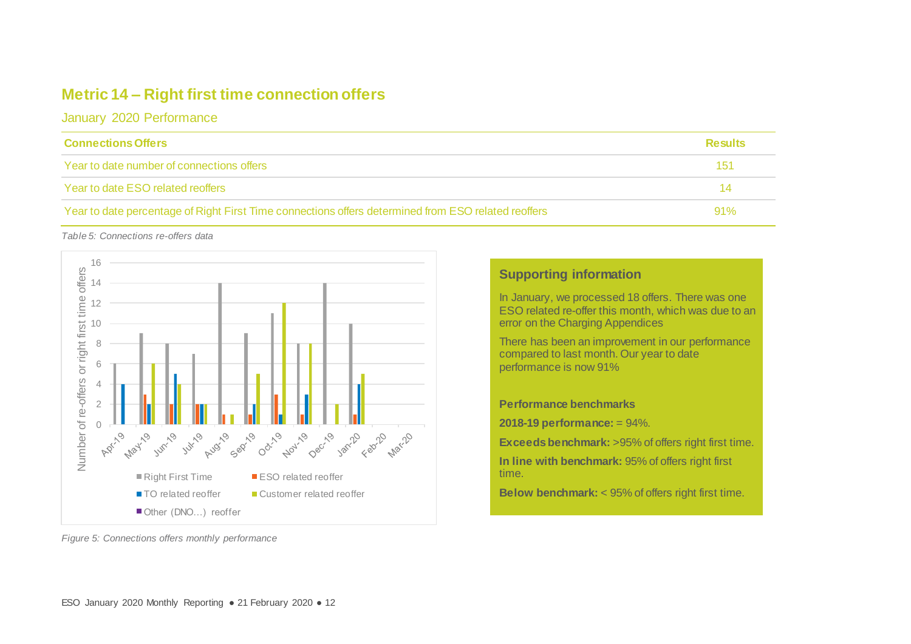## Metric 14 – Right first time connection offers

### January 2020 Performance

| Connections Offers | Results |
| --- | --- |
| Year to date number of connections offers | 151 |
| Year to date ESO related reoffers | 14 |
| Year to date percentage of Right First Time connections offers determined from ESO related reoffers | 91% |

*Table 5: Connections re-offers data*

*Figure 5: Connections offers monthly performance*

### Supporting information

In January, we processed 18 offers. There was one ESO related re-offer this month, which was due to an error on the Charging Appendices

There has been an improvement in our performance compared to last month. Our year to date performance is now 91%

**Performance benchmarks**

**2018-19 performance:** = 94%.

**Exceeds benchmark:** >95% of offers right first time.

**In line with benchmark:** 95% of offers right first time.

**Below benchmark:** < 95% of offers right first time.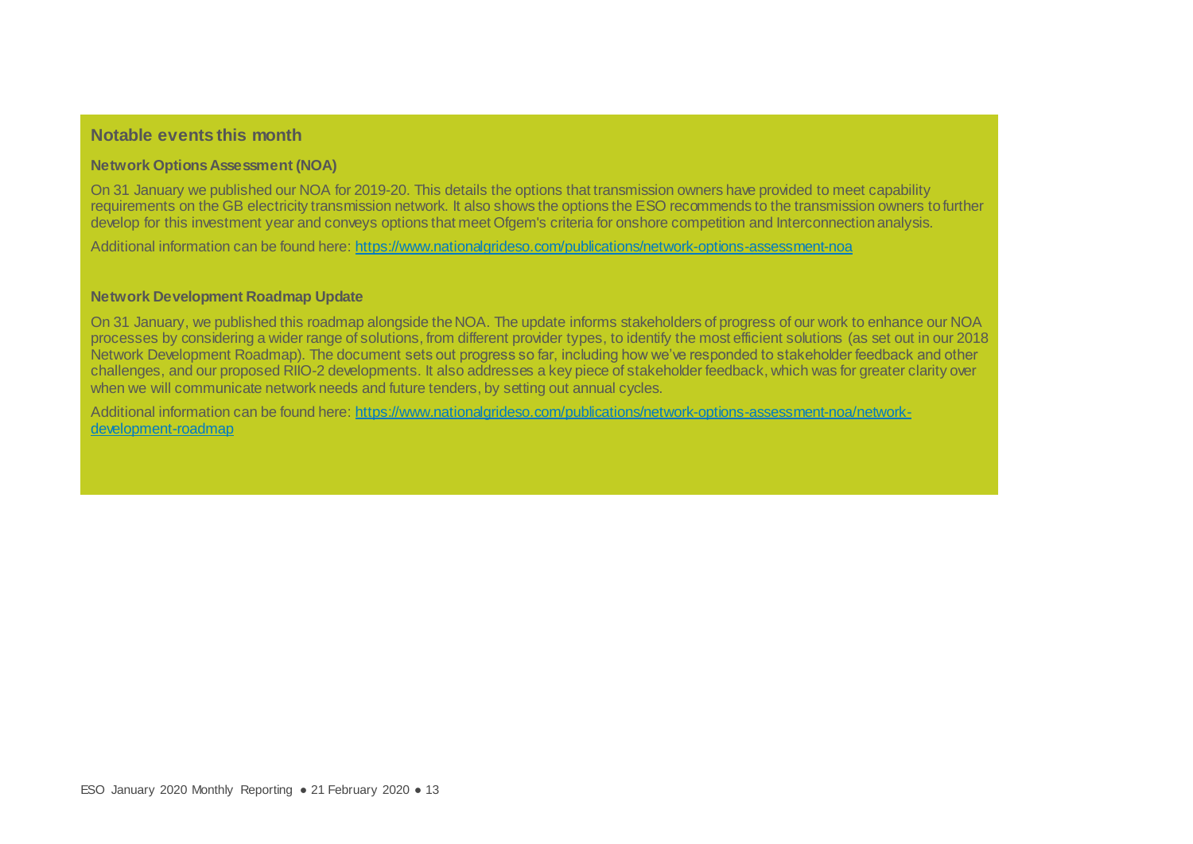## Notable events this month

### Network Options Assessment (NOA)

On 31 January we published our NOA for 2019-20. This details the options that transmission owners have provided to meet capability requirements on the GB electricity transmission network. It also shows the options the ESO recommends to the transmission owners to further develop for this investment year and conveys options that meet Ofgem's criteria for onshore competition and Interconnection analysis.

Additional information can be found here: https://www.nationalgrideso.com/publications/network-options-assessment-noa

### Network Development Roadmap Update

On 31 January, we published this roadmap alongside the NOA. The update informs stakeholders of progress of our work to enhance our NOA processes by considering a wider range of solutions, from different provider types, to identify the most efficient solutions (as set out in our 2018 Network Development Roadmap). The document sets out progress so far, including how we've responded to stakeholder feedback and other challenges, and our proposed RIIO-2 developments. It also addresses a key piece of stakeholder feedback, which was for greater clarity over when we will communicate network needs and future tenders, by setting out annual cycles.

Additional information can be found here: https://www.nationalgrideso.com/publications/network-options-assessment-noa/network-development-roadmap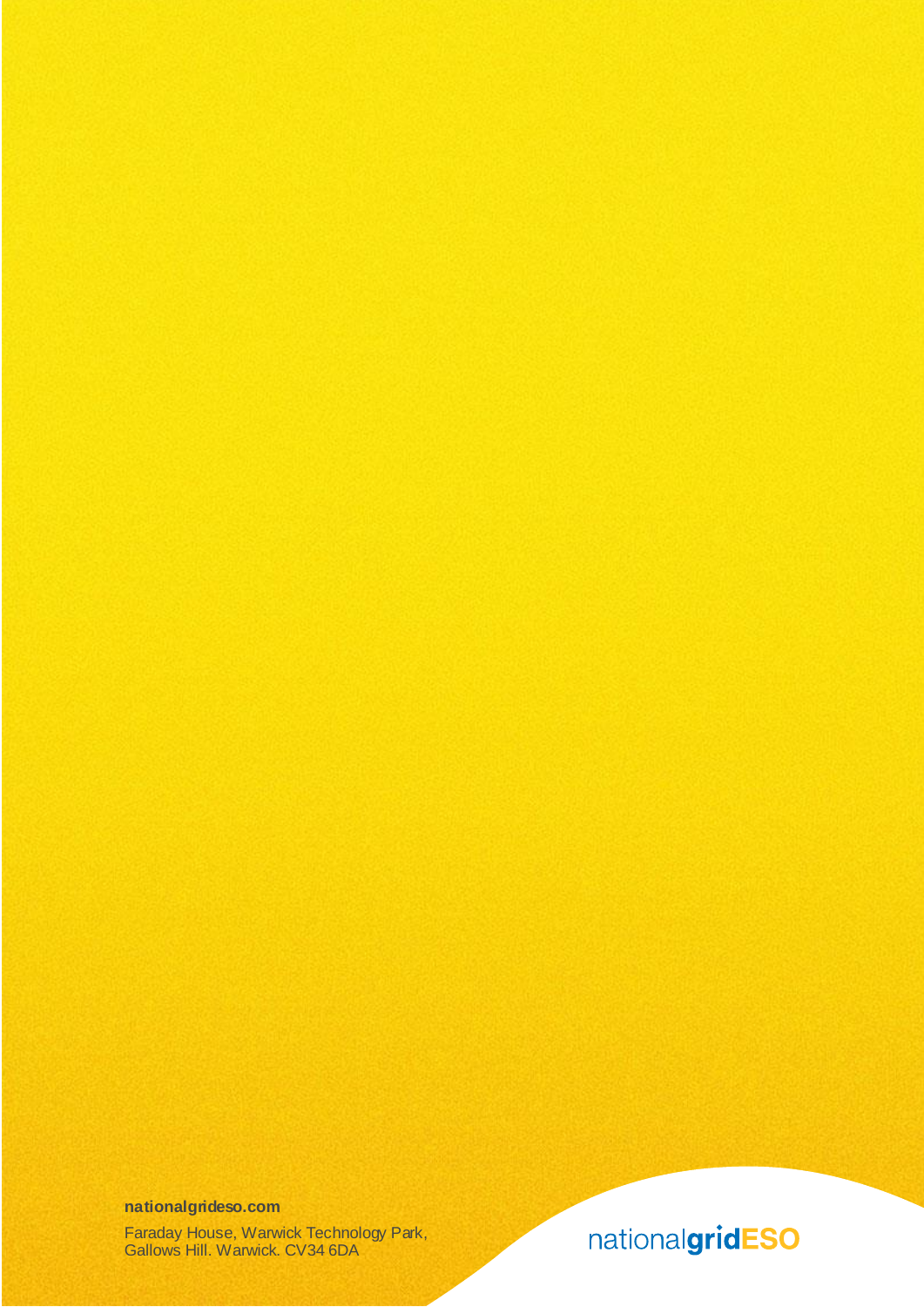**nationalgrideso.com**

Faraday House, Warwick Technology Park,
Gallows Hill. Warwick. CV34 6DA

nationalgridESO